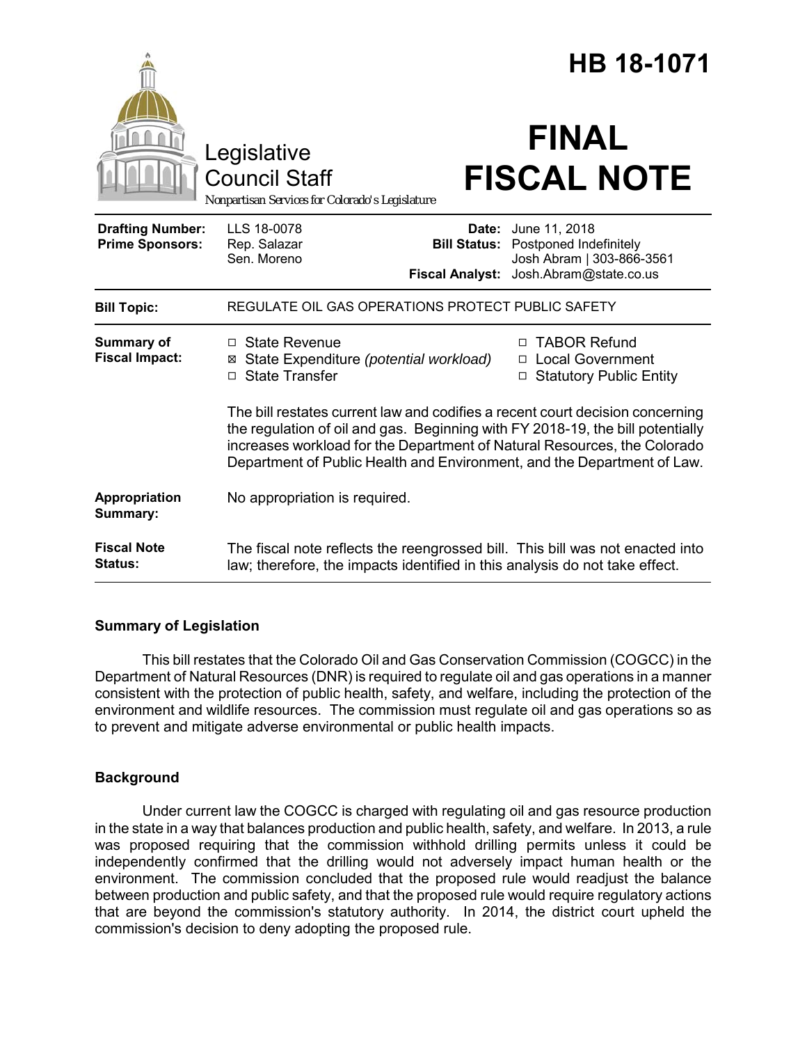# HB 18-1071

Legislative Council Staff

*Nonpartisan Services for Colorado's Legislature*

# FINAL FISCAL NOTE

| | | | |
|---|---|---|---|
| **Drafting Number:** | LLS 18-0078 | **Date:** | June 11, 2018 |
| **Prime Sponsors:** | Rep. Salazar<br>Sen. Moreno | **Bill Status:** | Postponed Indefinitely |
| | | **Fiscal Analyst:** | Josh Abram \| 303-866-3561<br>Josh.Abram@state.co.us |

| | |
|---|---|
| **Bill Topic:** | REGULATE OIL GAS OPERATIONS PROTECT PUBLIC SAFETY |
| **Summary of Fiscal Impact:** | ☐ State Revenue<br>☒ State Expenditure *(potential workload)*<br>☐ State Transfer<br>☐ TABOR Refund<br>☐ Local Government<br>☐ Statutory Public Entity<br><br>The bill restates current law and codifies a recent court decision concerning the regulation of oil and gas. Beginning with FY 2018-19, the bill potentially increases workload for the Department of Natural Resources, the Colorado Department of Public Health and Environment, and the Department of Law. |
| **Appropriation Summary:** | No appropriation is required. |
| **Fiscal Note Status:** | The fiscal note reflects the reengrossed bill. This bill was not enacted into law; therefore, the impacts identified in this analysis do not take effect. |

## Summary of Legislation

This bill restates that the Colorado Oil and Gas Conservation Commission (COGCC) in the Department of Natural Resources (DNR) is required to regulate oil and gas operations in a manner consistent with the protection of public health, safety, and welfare, including the protection of the environment and wildlife resources. The commission must regulate oil and gas operations so as to prevent and mitigate adverse environmental or public health impacts.

## Background

Under current law the COGCC is charged with regulating oil and gas resource production in the state in a way that balances production and public health, safety, and welfare. In 2013, a rule was proposed requiring that the commission withhold drilling permits unless it could be independently confirmed that the drilling would not adversely impact human health or the environment. The commission concluded that the proposed rule would readjust the balance between production and public safety, and that the proposed rule would require regulatory actions that are beyond the commission's statutory authority. In 2014, the district court upheld the commission's decision to deny adopting the proposed rule.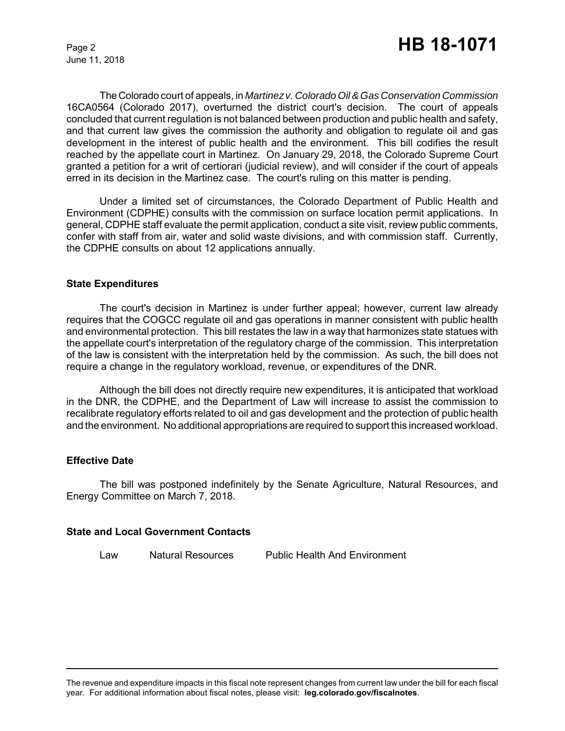The Colorado court of appeals, in *Martinez v. Colorado Oil & Gas Conservation Commission* 16CA0564 (Colorado 2017), overturned the district court's decision. The court of appeals concluded that current regulation is not balanced between production and public health and safety, and that current law gives the commission the authority and obligation to regulate oil and gas development in the interest of public health and the environment. This bill codifies the result reached by the appellate court in Martinez. On January 29, 2018, the Colorado Supreme Court granted a petition for a writ of certiorari (judicial review), and will consider if the court of appeals erred in its decision in the Martinez case. The court's ruling on this matter is pending.

Under a limited set of circumstances, the Colorado Department of Public Health and Environment (CDPHE) consults with the commission on surface location permit applications. In general, CDPHE staff evaluate the permit application, conduct a site visit, review public comments, confer with staff from air, water and solid waste divisions, and with commission staff. Currently, the CDPHE consults on about 12 applications annually.

### State Expenditures

The court's decision in Martinez is under further appeal; however, current law already requires that the COGCC regulate oil and gas operations in manner consistent with public health and environmental protection. This bill restates the law in a way that harmonizes state statues with the appellate court's interpretation of the regulatory charge of the commission. This interpretation of the law is consistent with the interpretation held by the commission. As such, the bill does not require a change in the regulatory workload, revenue, or expenditures of the DNR.

Although the bill does not directly require new expenditures, it is anticipated that workload in the DNR, the CDPHE, and the Department of Law will increase to assist the commission to recalibrate regulatory efforts related to oil and gas development and the protection of public health and the environment. No additional appropriations are required to support this increased workload.

### Effective Date

The bill was postponed indefinitely by the Senate Agriculture, Natural Resources, and Energy Committee on March 7, 2018.

### State and Local Government Contacts

Law    Natural Resources    Public Health And Environment

The revenue and expenditure impacts in this fiscal note represent changes from current law under the bill for each fiscal year. For additional information about fiscal notes, please visit: **leg.colorado.gov/fiscalnotes**.